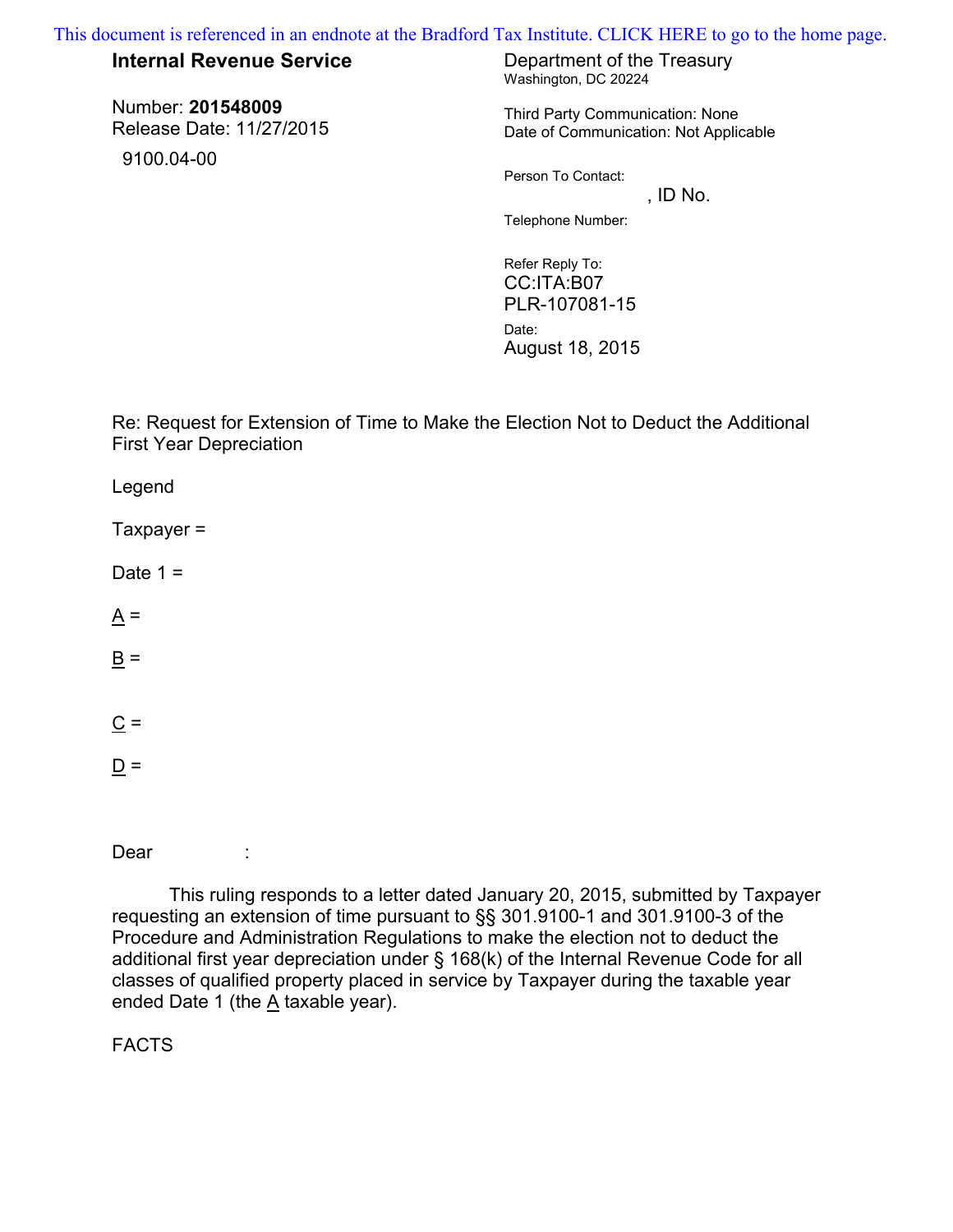This document is referenced in an endnote at the Bradford Tax Institute. CLICK HERE to go to the home page.

**Internal Revenue Service**

Number: **201548009**
Release Date: 11/27/2015

9100.04-00

Department of the Treasury
Washington, DC 20224

Third Party Communication: None
Date of Communication: Not Applicable

Person To Contact:
, ID No.

Telephone Number:

Refer Reply To:
CC:ITA:B07
PLR-107081-15

Date:
August 18, 2015

Re: Request for Extension of Time to Make the Election Not to Deduct the Additional First Year Depreciation

Legend

Taxpayer =

Date 1 =

A =

B =

C =

D =

Dear :

This ruling responds to a letter dated January 20, 2015, submitted by Taxpayer requesting an extension of time pursuant to §§ 301.9100-1 and 301.9100-3 of the Procedure and Administration Regulations to make the election not to deduct the additional first year depreciation under § 168(k) of the Internal Revenue Code for all classes of qualified property placed in service by Taxpayer during the taxable year ended Date 1 (the A taxable year).

FACTS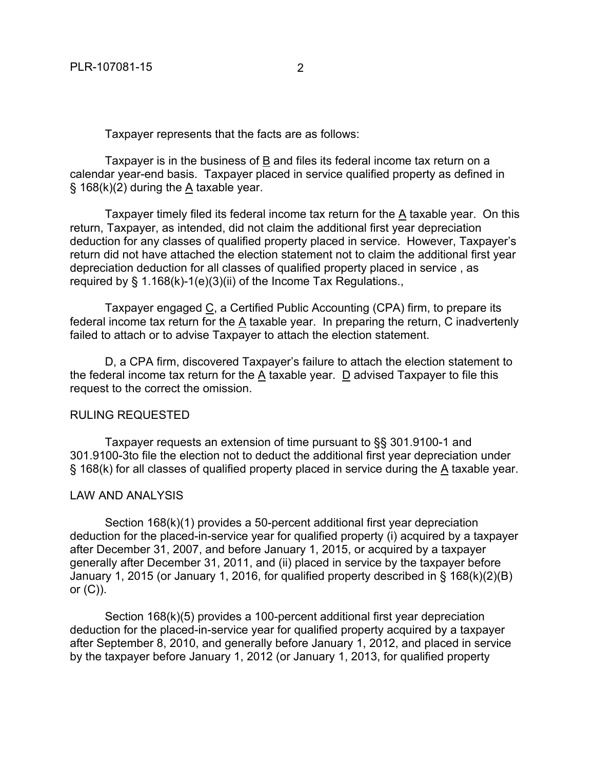Taxpayer represents that the facts are as follows:

Taxpayer is in the business of B and files its federal income tax return on a calendar year-end basis. Taxpayer placed in service qualified property as defined in § 168(k)(2) during the A taxable year.

Taxpayer timely filed its federal income tax return for the A taxable year. On this return, Taxpayer, as intended, did not claim the additional first year depreciation deduction for any classes of qualified property placed in service. However, Taxpayer's return did not have attached the election statement not to claim the additional first year depreciation deduction for all classes of qualified property placed in service , as required by § 1.168(k)-1(e)(3)(ii) of the Income Tax Regulations.,

Taxpayer engaged C, a Certified Public Accounting (CPA) firm, to prepare its federal income tax return for the A taxable year. In preparing the return, C inadvertenly failed to attach or to advise Taxpayer to attach the election statement.

D, a CPA firm, discovered Taxpayer's failure to attach the election statement to the federal income tax return for the A taxable year. D advised Taxpayer to file this request to the correct the omission.

RULING REQUESTED

Taxpayer requests an extension of time pursuant to §§ 301.9100-1 and 301.9100-3to file the election not to deduct the additional first year depreciation under § 168(k) for all classes of qualified property placed in service during the A taxable year.

LAW AND ANALYSIS

Section 168(k)(1) provides a 50-percent additional first year depreciation deduction for the placed-in-service year for qualified property (i) acquired by a taxpayer after December 31, 2007, and before January 1, 2015, or acquired by a taxpayer generally after December 31, 2011, and (ii) placed in service by the taxpayer before January 1, 2015 (or January 1, 2016, for qualified property described in § 168(k)(2)(B) or (C)).

Section 168(k)(5) provides a 100-percent additional first year depreciation deduction for the placed-in-service year for qualified property acquired by a taxpayer after September 8, 2010, and generally before January 1, 2012, and placed in service by the taxpayer before January 1, 2012 (or January 1, 2013, for qualified property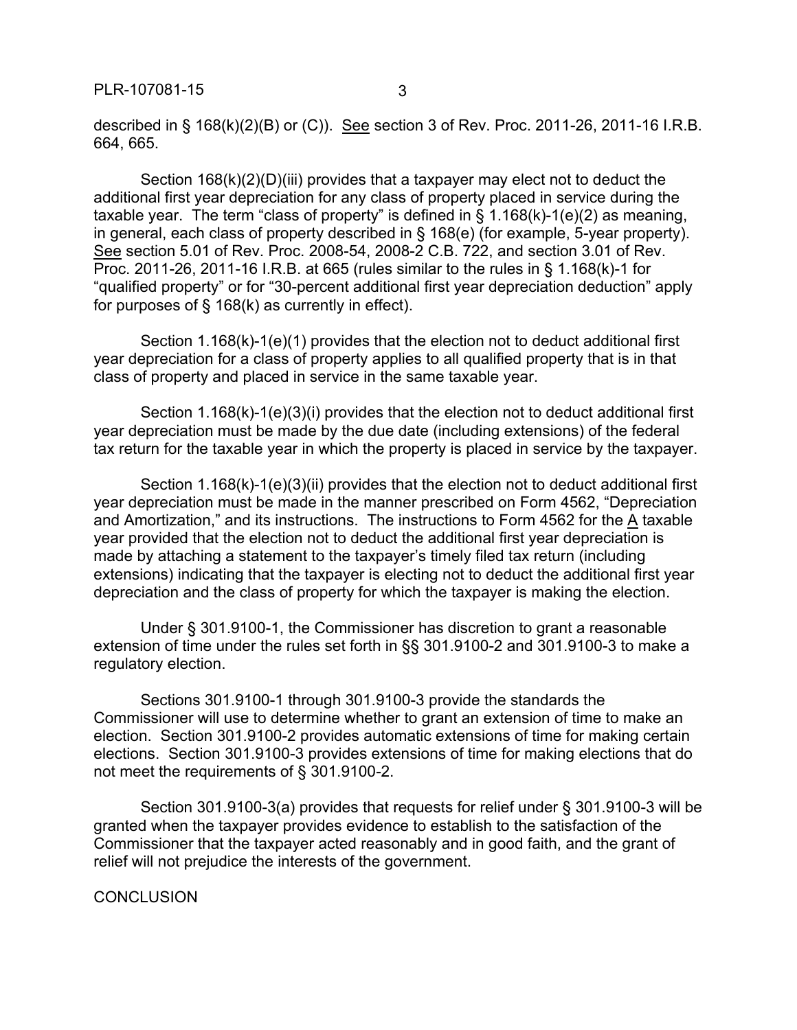described in § 168(k)(2)(B) or (C)). See section 3 of Rev. Proc. 2011-26, 2011-16 I.R.B. 664, 665.

Section 168(k)(2)(D)(iii) provides that a taxpayer may elect not to deduct the additional first year depreciation for any class of property placed in service during the taxable year. The term "class of property" is defined in § 1.168(k)-1(e)(2) as meaning, in general, each class of property described in § 168(e) (for example, 5-year property). See section 5.01 of Rev. Proc. 2008-54, 2008-2 C.B. 722, and section 3.01 of Rev. Proc. 2011-26, 2011-16 I.R.B. at 665 (rules similar to the rules in § 1.168(k)-1 for "qualified property" or for "30-percent additional first year depreciation deduction" apply for purposes of § 168(k) as currently in effect).

Section 1.168(k)-1(e)(1) provides that the election not to deduct additional first year depreciation for a class of property applies to all qualified property that is in that class of property and placed in service in the same taxable year.

Section 1.168(k)-1(e)(3)(i) provides that the election not to deduct additional first year depreciation must be made by the due date (including extensions) of the federal tax return for the taxable year in which the property is placed in service by the taxpayer.

Section 1.168(k)-1(e)(3)(ii) provides that the election not to deduct additional first year depreciation must be made in the manner prescribed on Form 4562, "Depreciation and Amortization," and its instructions. The instructions to Form 4562 for the A taxable year provided that the election not to deduct the additional first year depreciation is made by attaching a statement to the taxpayer's timely filed tax return (including extensions) indicating that the taxpayer is electing not to deduct the additional first year depreciation and the class of property for which the taxpayer is making the election.

Under § 301.9100-1, the Commissioner has discretion to grant a reasonable extension of time under the rules set forth in §§ 301.9100-2 and 301.9100-3 to make a regulatory election.

Sections 301.9100-1 through 301.9100-3 provide the standards the Commissioner will use to determine whether to grant an extension of time to make an election. Section 301.9100-2 provides automatic extensions of time for making certain elections. Section 301.9100-3 provides extensions of time for making elections that do not meet the requirements of § 301.9100-2.

Section 301.9100-3(a) provides that requests for relief under § 301.9100-3 will be granted when the taxpayer provides evidence to establish to the satisfaction of the Commissioner that the taxpayer acted reasonably and in good faith, and the grant of relief will not prejudice the interests of the government.

CONCLUSION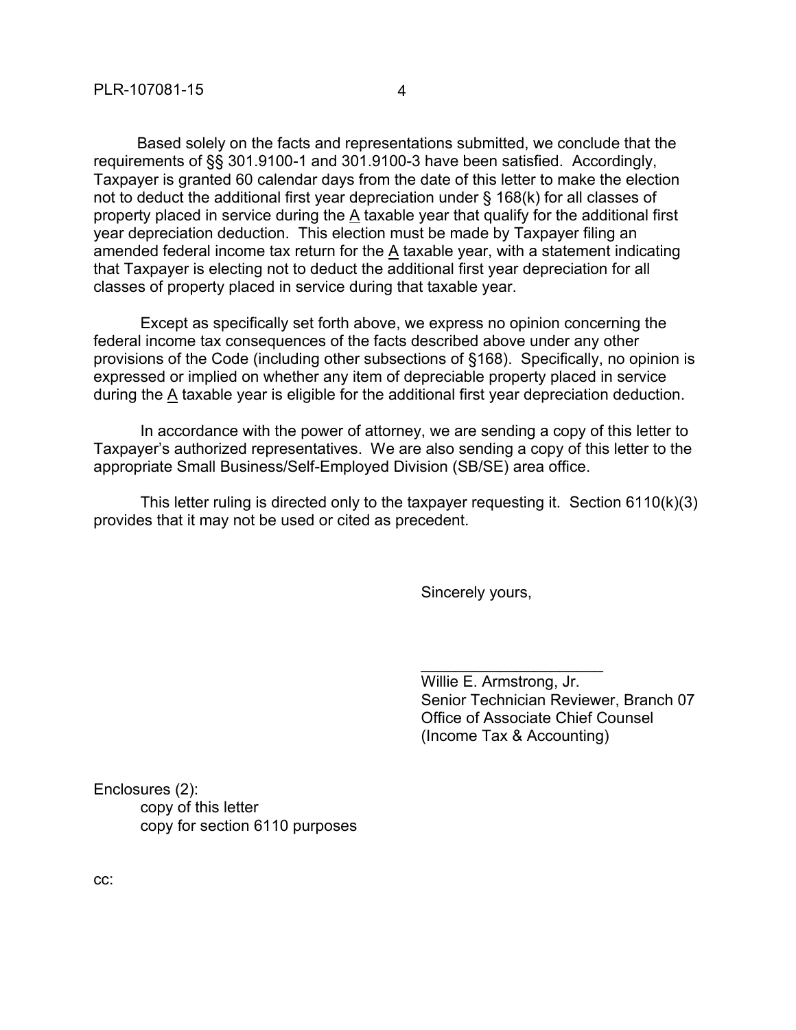Based solely on the facts and representations submitted, we conclude that the requirements of §§ 301.9100-1 and 301.9100-3 have been satisfied. Accordingly, Taxpayer is granted 60 calendar days from the date of this letter to make the election not to deduct the additional first year depreciation under § 168(k) for all classes of property placed in service during the A taxable year that qualify for the additional first year depreciation deduction. This election must be made by Taxpayer filing an amended federal income tax return for the A taxable year, with a statement indicating that Taxpayer is electing not to deduct the additional first year depreciation for all classes of property placed in service during that taxable year.

Except as specifically set forth above, we express no opinion concerning the federal income tax consequences of the facts described above under any other provisions of the Code (including other subsections of §168). Specifically, no opinion is expressed or implied on whether any item of depreciable property placed in service during the A taxable year is eligible for the additional first year depreciation deduction.

In accordance with the power of attorney, we are sending a copy of this letter to Taxpayer's authorized representatives. We are also sending a copy of this letter to the appropriate Small Business/Self-Employed Division (SB/SE) area office.

This letter ruling is directed only to the taxpayer requesting it. Section 6110(k)(3) provides that it may not be used or cited as precedent.

Sincerely yours,

_____________________

Willie E. Armstrong, Jr.
Senior Technician Reviewer, Branch 07
Office of Associate Chief Counsel
(Income Tax & Accounting)

Enclosures (2):
copy of this letter
copy for section 6110 purposes

cc: